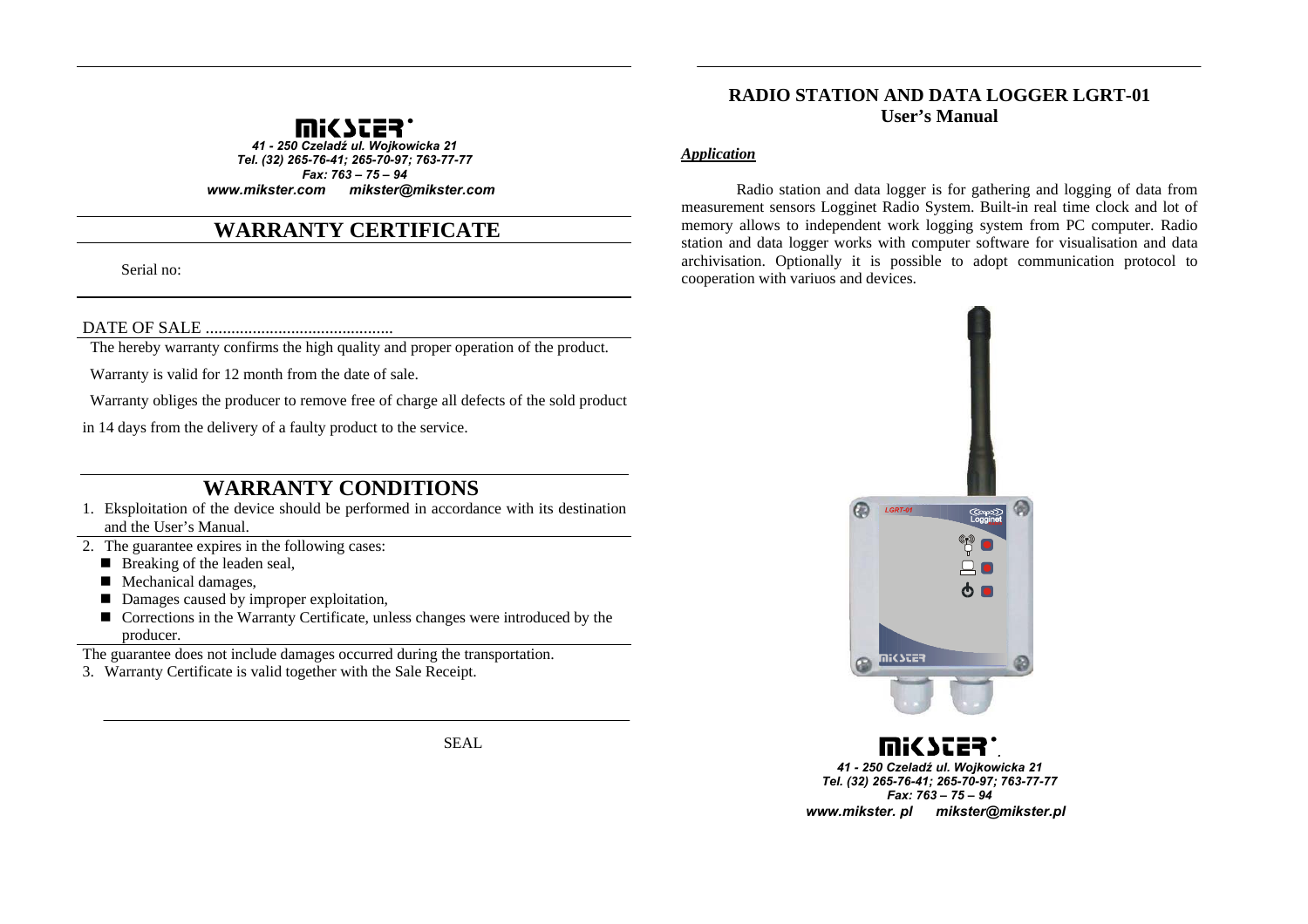MIKSTER

*41 - 250 Czeladź ul. Wojkowicka 21*
*Tel. (32) 265-76-41; 265-70-97; 763-77-77*
*Fax: 763 – 75 – 94*
***www.mikster.com     mikster@mikster.com***

# WARRANTY CERTIFICATE

Serial no:

DATE OF SALE ............................................

The hereby warranty confirms the high quality and proper operation of the product.

Warranty is valid for 12 month from the date of sale.

Warranty obliges the producer to remove free of charge all defects of the sold product in 14 days from the delivery of a faulty product to the service.

# WARRANTY CONDITIONS

1. Eksploitation of the device should be performed in accordance with its destination and the User's Manual.
2. The guarantee expires in the following cases:
   - Breaking of the leaden seal,
   - Mechanical damages,
   - Damages caused by improper exploitation,
   - Corrections in the Warranty Certificate, unless changes were introduced by the producer.

The guarantee does not include damages occurred during the transportation.

3. Warranty Certificate is valid together with the Sale Receipt.

SEAL

# RADIO STATION AND DATA LOGGER LGRT-01
## User's Manual

***Application***

Radio station and data logger is for gathering and logging of data from measurement sensors Logginet Radio System. Built-in real time clock and lot of memory allows to independent work logging system from PC computer. Radio station and data logger works with computer software for visualisation and data archivisation. Optionally it is possible to adopt communication protocol to cooperation with variuos and devices.

MIKSTER

*41 - 250 Czeladź ul. Wojkowicka 21*
*Tel. (32) 265-76-41; 265-70-97; 763-77-77*
*Fax: 763 – 75 – 94*
***www.mikster. pl     mikster@mikster.pl***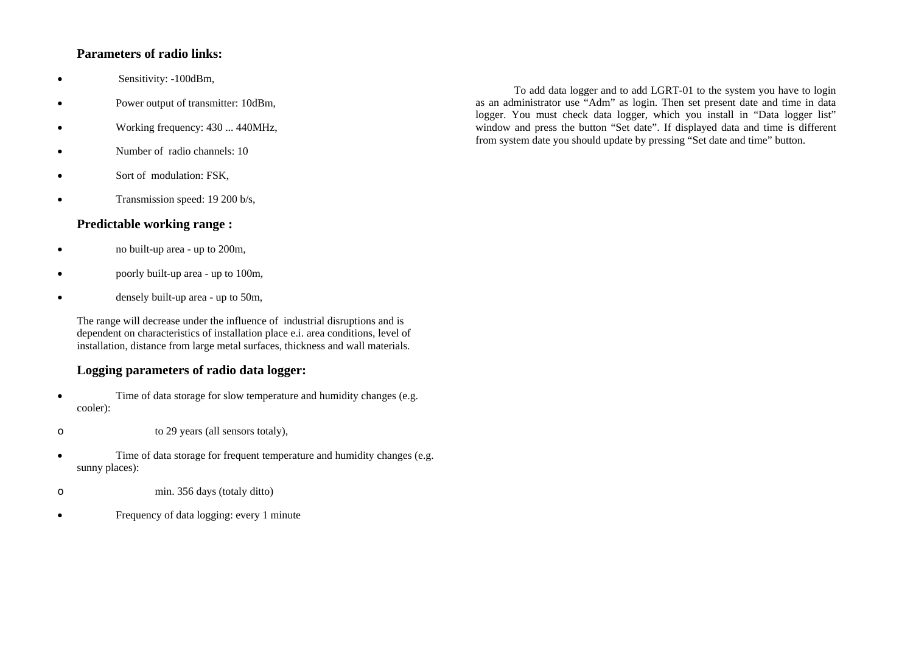## Parameters of radio links:

- Sensitivity: -100dBm,
- Power output of transmitter: 10dBm,
- Working frequency: 430 ... 440MHz,
- Number of radio channels: 10
- Sort of modulation: FSK,
- Transmission speed: 19 200 b/s,

## Predictable working range :

- no built-up area - up to 200m,
- poorly built-up area - up to 100m,
- densely built-up area - up to 50m,

The range will decrease under the influence of industrial disruptions and is dependent on characteristics of installation place e.i. area conditions, level of installation, distance from large metal surfaces, thickness and wall materials.

## Logging parameters of radio data logger:

- Time of data storage for slow temperature and humidity changes (e.g. cooler):
  - to 29 years (all sensors totaly),
- Time of data storage for frequent temperature and humidity changes (e.g. sunny places):
  - min. 356 days (totaly ditto)
- Frequency of data logging: every 1 minute

To add data logger and to add LGRT-01 to the system you have to login as an administrator use “Adm” as login. Then set present date and time in data logger. You must check data logger, which you install in “Data logger list” window and press the button “Set date”. If displayed data and time is different from system date you should update by pressing “Set date and time” button.